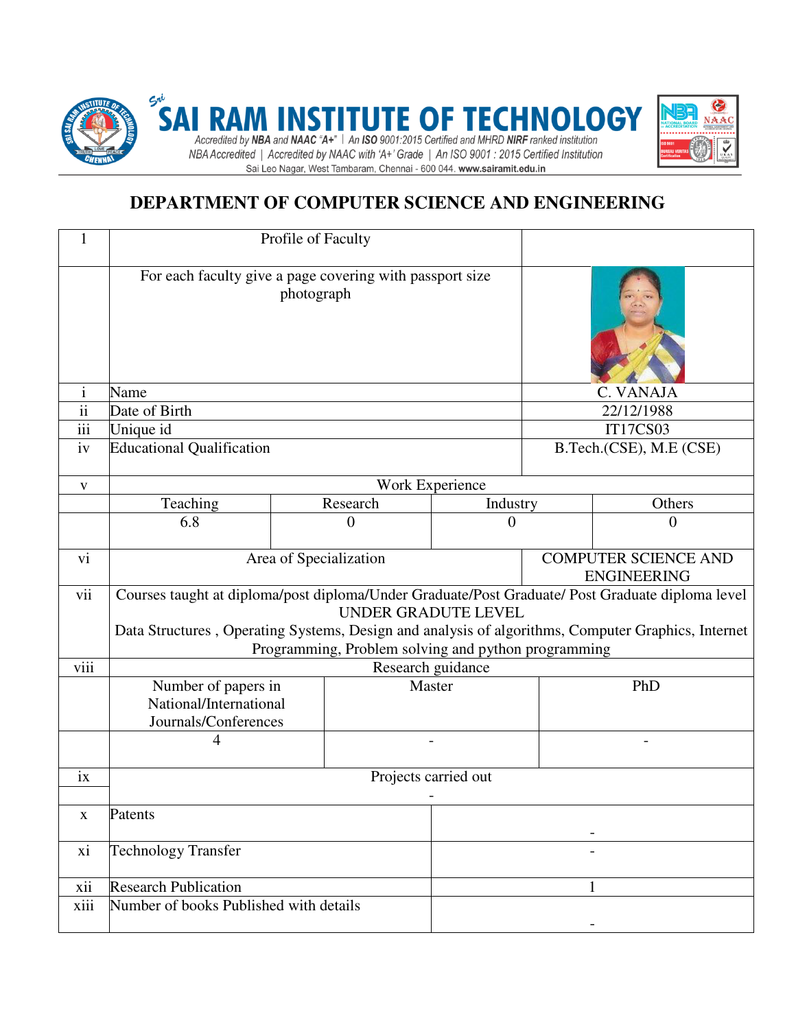# SAI RAM INSTITUTE OF TECHNOLOGY

Accredited by NBA and NAAC "A+" | An ISO 9001:2015 Certified and MHRD NIRF ranked institution
NBA Accredited | Accredited by NAAC with 'A+' Grade | An ISO 9001 : 2015 Certified Institution
Sai Leo Nagar, West Tambaram, Chennai - 600 044. www.sairamit.edu.in

## DEPARTMENT OF COMPUTER SCIENCE AND ENGINEERING

| 1 | Profile of Faculty | | | |
|---|---|---|---|---|
| | For each faculty give a page covering with passport size photograph | | | |
| i | Name | | | C. VANAJA |
| ii | Date of Birth | | | 22/12/1988 |
| iii | Unique id | | | IT17CS03 |
| iv | Educational Qualification | | | B.Tech.(CSE), M.E (CSE) |
| v | Work Experience | | | |
| | Teaching | Research | Industry | Others |
| | 6.8 | 0 | 0 | 0 |
| vi | Area of Specialization | | | COMPUTER SCIENCE AND ENGINEERING |
| vii | Courses taught at diploma/post diploma/Under Graduate/Post Graduate/ Post Graduate diploma level<br>UNDER GRADUTE LEVEL<br>Data Structures , Operating Systems, Design and analysis of algorithms, Computer Graphics, Internet Programming, Problem solving and python programming | | | |
| viii | Research guidance | | | |
| | Number of papers in National/International Journals/Conferences | Master | PhD | |
| | 4 | - | - | |
| ix | Projects carried out<br>- | | | |
| x | Patents | | - | |
| xi | Technology Transfer | | - | |
| xii | Research Publication | | 1 | |
| xiii | Number of books Published with details | | - | |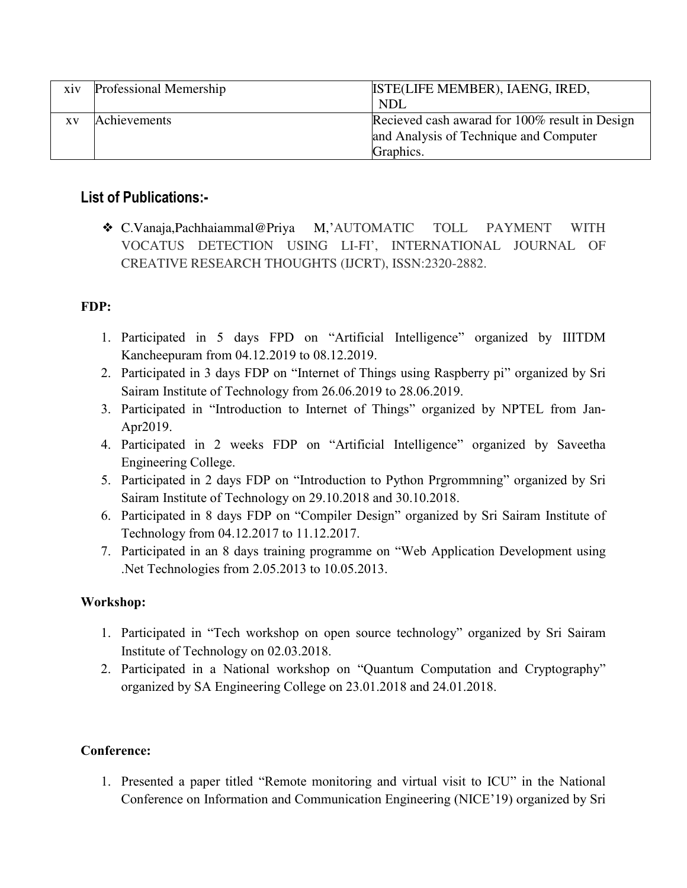| xiv | Professional Memership | ISTE(LIFE MEMBER), IAENG, IRED, NDL |
| --- | --- | --- |
| xv | Achievements | Recieved cash awarad for 100% result in Design and Analysis of Technique and Computer Graphics. |

## List of Publications:-

- C.Vanaja,Pachhaiammal@Priya M,'AUTOMATIC TOLL PAYMENT WITH VOCATUS DETECTION USING LI-FI', INTERNATIONAL JOURNAL OF CREATIVE RESEARCH THOUGHTS (IJCRT), ISSN:2320-2882.

**FDP:**

1. Participated in 5 days FPD on "Artificial Intelligence" organized by IIITDM Kancheepuram from 04.12.2019 to 08.12.2019.
2. Participated in 3 days FDP on "Internet of Things using Raspberry pi" organized by Sri Sairam Institute of Technology from 26.06.2019 to 28.06.2019.
3. Participated in "Introduction to Internet of Things" organized by NPTEL from Jan-Apr2019.
4. Participated in 2 weeks FDP on "Artificial Intelligence" organized by Saveetha Engineering College.
5. Participated in 2 days FDP on "Introduction to Python Prgrommning" organized by Sri Sairam Institute of Technology on 29.10.2018 and 30.10.2018.
6. Participated in 8 days FDP on "Compiler Design" organized by Sri Sairam Institute of Technology from 04.12.2017 to 11.12.2017.
7. Participated in an 8 days training programme on "Web Application Development using .Net Technologies from 2.05.2013 to 10.05.2013.

**Workshop:**

1. Participated in "Tech workshop on open source technology" organized by Sri Sairam Institute of Technology on 02.03.2018.
2. Participated in a National workshop on "Quantum Computation and Cryptography" organized by SA Engineering College on 23.01.2018 and 24.01.2018.

**Conference:**

1. Presented a paper titled "Remote monitoring and virtual visit to ICU" in the National Conference on Information and Communication Engineering (NICE'19) organized by Sri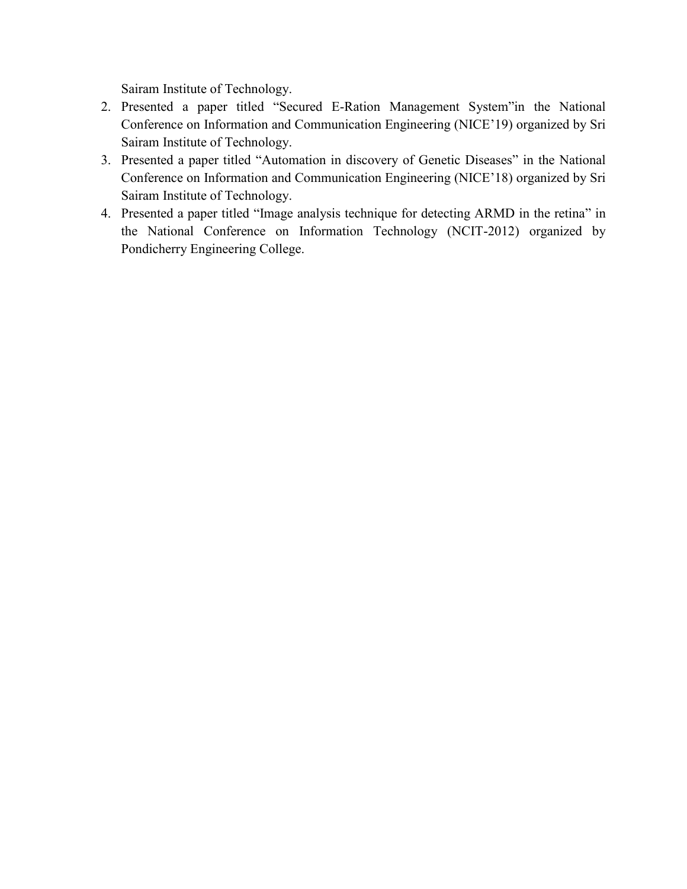Sairam Institute of Technology.

2. Presented a paper titled "Secured E-Ration Management System"in the National Conference on Information and Communication Engineering (NICE'19) organized by Sri Sairam Institute of Technology.
3. Presented a paper titled "Automation in discovery of Genetic Diseases" in the National Conference on Information and Communication Engineering (NICE'18) organized by Sri Sairam Institute of Technology.
4. Presented a paper titled "Image analysis technique for detecting ARMD in the retina" in the National Conference on Information Technology (NCIT-2012) organized by Pondicherry Engineering College.